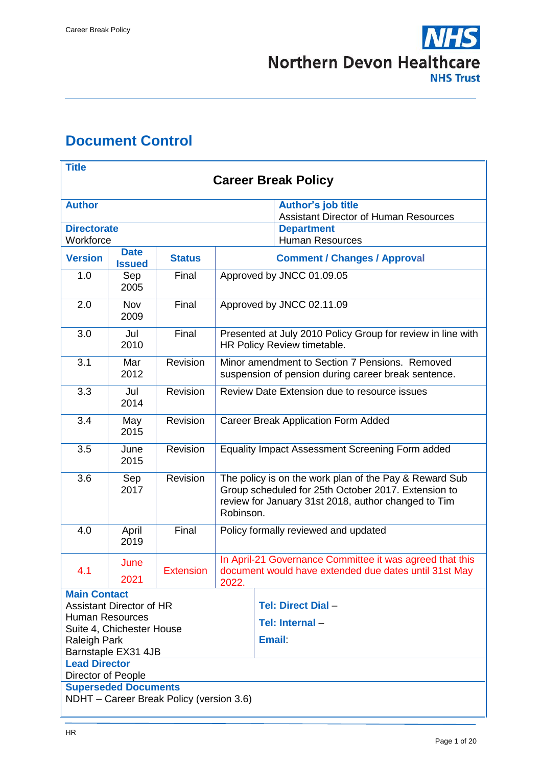# Document Control

| **Title** | | | |
|---|---|---|---|
| **Career Break Policy** | | | |
| **Author** | | **Author's job title**<br>Assistant Director of Human Resources | |
| **Directorate**<br>Workforce | | **Department**<br>Human Resources | |
| **Version** | **Date Issued** | **Status** | **Comment / Changes / Approval** |
| 1.0 | Sep 2005 | Final | Approved by JNCC 01.09.05 |
| 2.0 | Nov 2009 | Final | Approved by JNCC 02.11.09 |
| 3.0 | Jul 2010 | Final | Presented at July 2010 Policy Group for review in line with HR Policy Review timetable. |
| 3.1 | Mar 2012 | Revision | Minor amendment to Section 7 Pensions. Removed suspension of pension during career break sentence. |
| 3.3 | Jul 2014 | Revision | Review Date Extension due to resource issues |
| 3.4 | May 2015 | Revision | Career Break Application Form Added |
| 3.5 | June 2015 | Revision | Equality Impact Assessment Screening Form added |
| 3.6 | Sep 2017 | Revision | The policy is on the work plan of the Pay & Reward Sub Group scheduled for 25th October 2017. Extension to review for January 31st 2018, author changed to Tim Robinson. |
| 4.0 | April 2019 | Final | Policy formally reviewed and updated |
| 4.1 | June 2021 | Extension | In April-21 Governance Committee it was agreed that this document would have extended due dates until 31st May 2022. |
| **Main Contact**<br>Assistant Director of HR<br>Human Resources<br>Suite 4, Chichester House<br>Raleigh Park<br>Barnstaple EX31 4JB | | **Tel: Direct Dial** –<br>**Tel: Internal** –<br>**Email**: | |
| **Lead Director**<br>Director of People | | | |
| **Superseded Documents**<br>NDHT – Career Break Policy (version 3.6) | | | |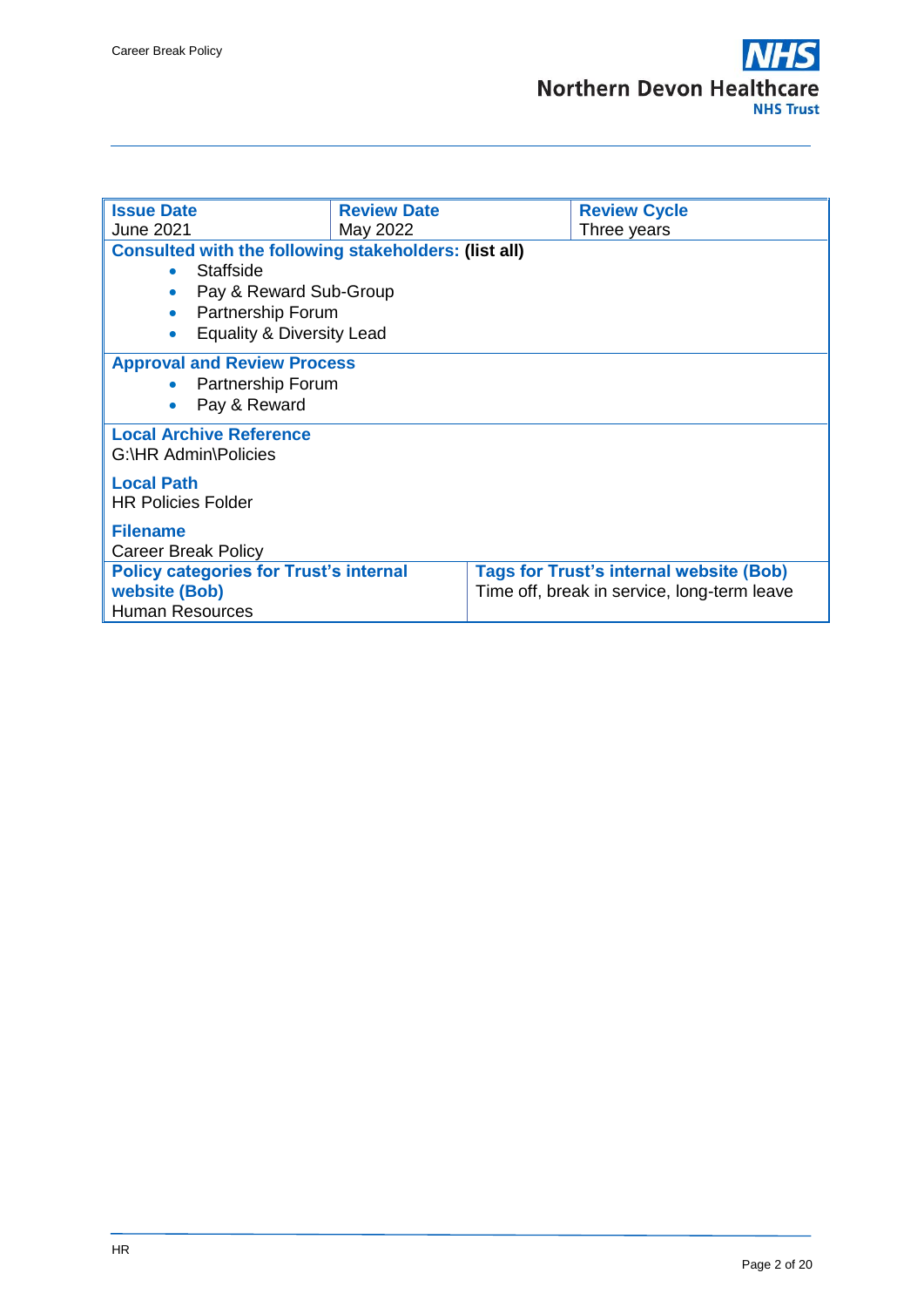| **Issue Date** | **Review Date** | **Review Cycle** |
|---|---|---|
| June 2021 | May 2022 | Three years |

**Consulted with the following stakeholders: (list all)**

- Staffside
- Pay & Reward Sub-Group
- Partnership Forum
- Equality & Diversity Lead

**Approval and Review Process**

- Partnership Forum
- Pay & Reward

**Local Archive Reference**
G:\HR Admin\Policies

**Local Path**
HR Policies Folder

**Filename**
Career Break Policy

| **Policy categories for Trust's internal website (Bob)** | **Tags for Trust's internal website (Bob)** |
|---|---|
| Human Resources | Time off, break in service, long-term leave |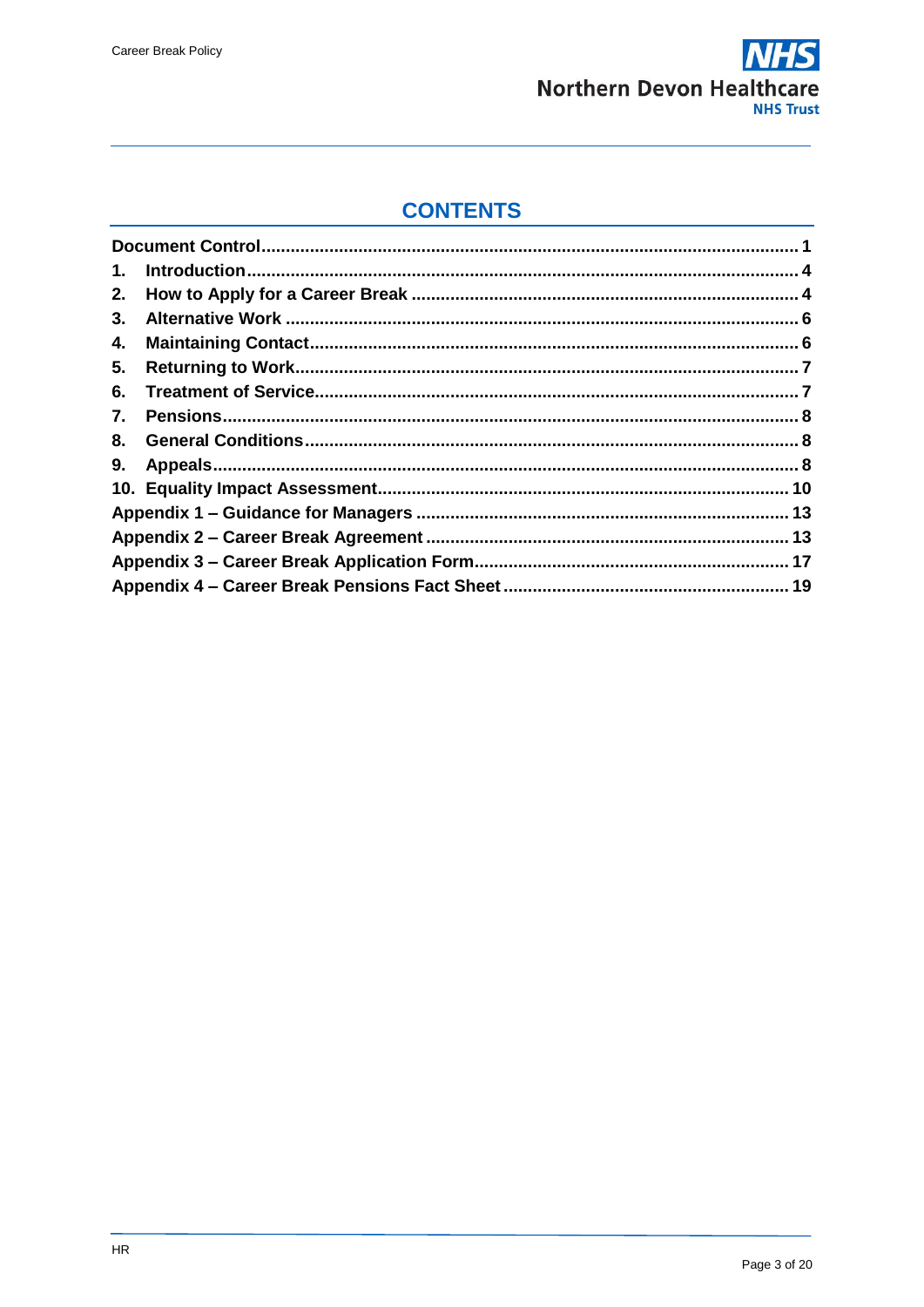# CONTENTS

Document Control ... 1
1. Introduction ... 4
2. How to Apply for a Career Break ... 4
3. Alternative Work ... 6
4. Maintaining Contact ... 6
5. Returning to Work ... 7
6. Treatment of Service ... 7
7. Pensions ... 8
8. General Conditions ... 8
9. Appeals ... 8
10. Equality Impact Assessment ... 10
Appendix 1 – Guidance for Managers ... 13
Appendix 2 – Career Break Agreement ... 13
Appendix 3 – Career Break Application Form ... 17
Appendix 4 – Career Break Pensions Fact Sheet ... 19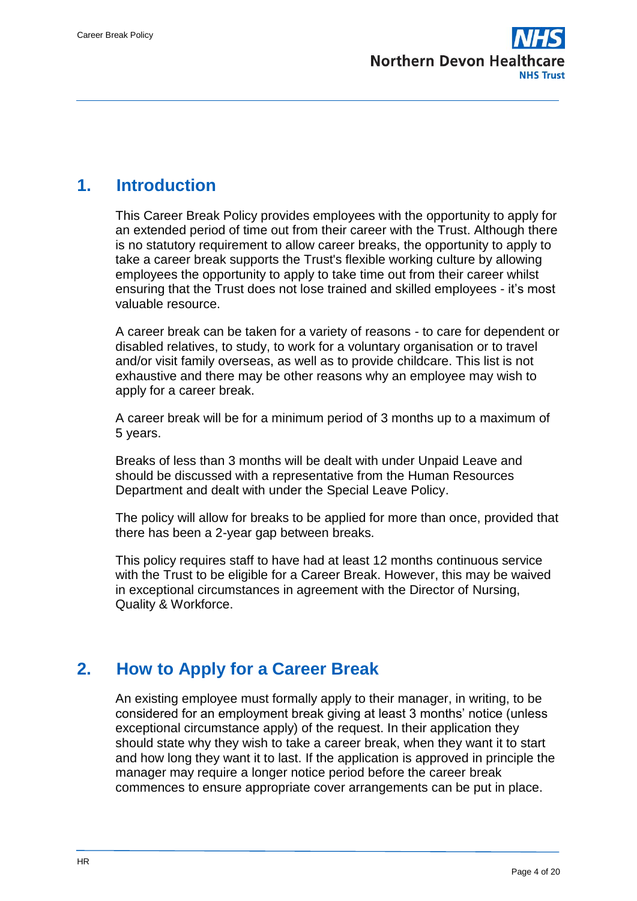## 1. Introduction

This Career Break Policy provides employees with the opportunity to apply for an extended period of time out from their career with the Trust. Although there is no statutory requirement to allow career breaks, the opportunity to apply to take a career break supports the Trust's flexible working culture by allowing employees the opportunity to apply to take time out from their career whilst ensuring that the Trust does not lose trained and skilled employees - it's most valuable resource.

A career break can be taken for a variety of reasons - to care for dependent or disabled relatives, to study, to work for a voluntary organisation or to travel and/or visit family overseas, as well as to provide childcare. This list is not exhaustive and there may be other reasons why an employee may wish to apply for a career break.

A career break will be for a minimum period of 3 months up to a maximum of 5 years.

Breaks of less than 3 months will be dealt with under Unpaid Leave and should be discussed with a representative from the Human Resources Department and dealt with under the Special Leave Policy.

The policy will allow for breaks to be applied for more than once, provided that there has been a 2-year gap between breaks.

This policy requires staff to have had at least 12 months continuous service with the Trust to be eligible for a Career Break. However, this may be waived in exceptional circumstances in agreement with the Director of Nursing, Quality & Workforce.

## 2. How to Apply for a Career Break

An existing employee must formally apply to their manager, in writing, to be considered for an employment break giving at least 3 months' notice (unless exceptional circumstance apply) of the request. In their application they should state why they wish to take a career break, when they want it to start and how long they want it to last. If the application is approved in principle the manager may require a longer notice period before the career break commences to ensure appropriate cover arrangements can be put in place.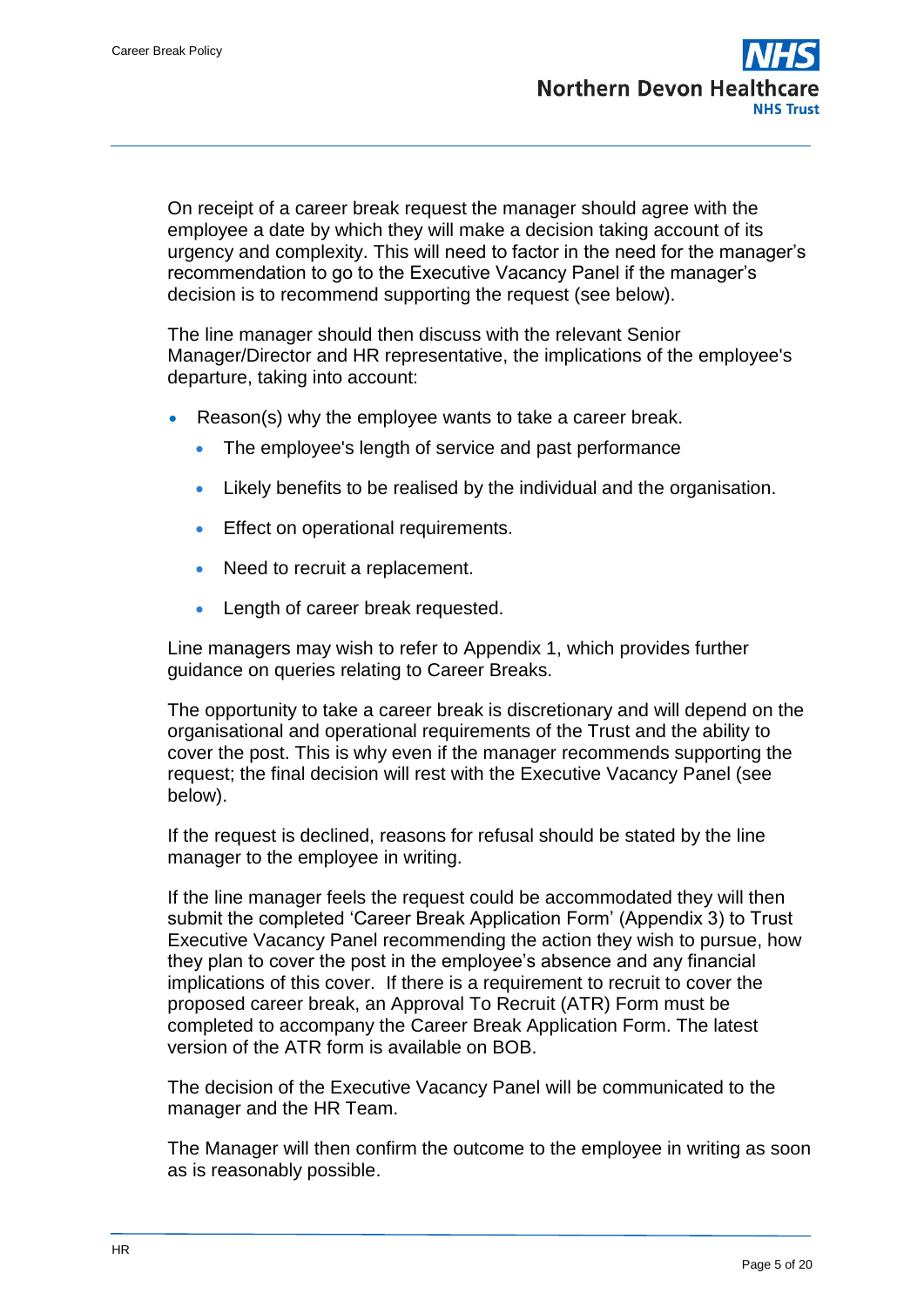On receipt of a career break request the manager should agree with the employee a date by which they will make a decision taking account of its urgency and complexity. This will need to factor in the need for the manager's recommendation to go to the Executive Vacancy Panel if the manager's decision is to recommend supporting the request (see below).

The line manager should then discuss with the relevant Senior Manager/Director and HR representative, the implications of the employee's departure, taking into account:

- Reason(s) why the employee wants to take a career break.
  - The employee's length of service and past performance
  - Likely benefits to be realised by the individual and the organisation.
  - Effect on operational requirements.
  - Need to recruit a replacement.
  - Length of career break requested.

Line managers may wish to refer to Appendix 1, which provides further guidance on queries relating to Career Breaks.

The opportunity to take a career break is discretionary and will depend on the organisational and operational requirements of the Trust and the ability to cover the post. This is why even if the manager recommends supporting the request; the final decision will rest with the Executive Vacancy Panel (see below).

If the request is declined, reasons for refusal should be stated by the line manager to the employee in writing.

If the line manager feels the request could be accommodated they will then submit the completed 'Career Break Application Form' (Appendix 3) to Trust Executive Vacancy Panel recommending the action they wish to pursue, how they plan to cover the post in the employee's absence and any financial implications of this cover. If there is a requirement to recruit to cover the proposed career break, an Approval To Recruit (ATR) Form must be completed to accompany the Career Break Application Form. The latest version of the ATR form is available on BOB.

The decision of the Executive Vacancy Panel will be communicated to the manager and the HR Team.

The Manager will then confirm the outcome to the employee in writing as soon as is reasonably possible.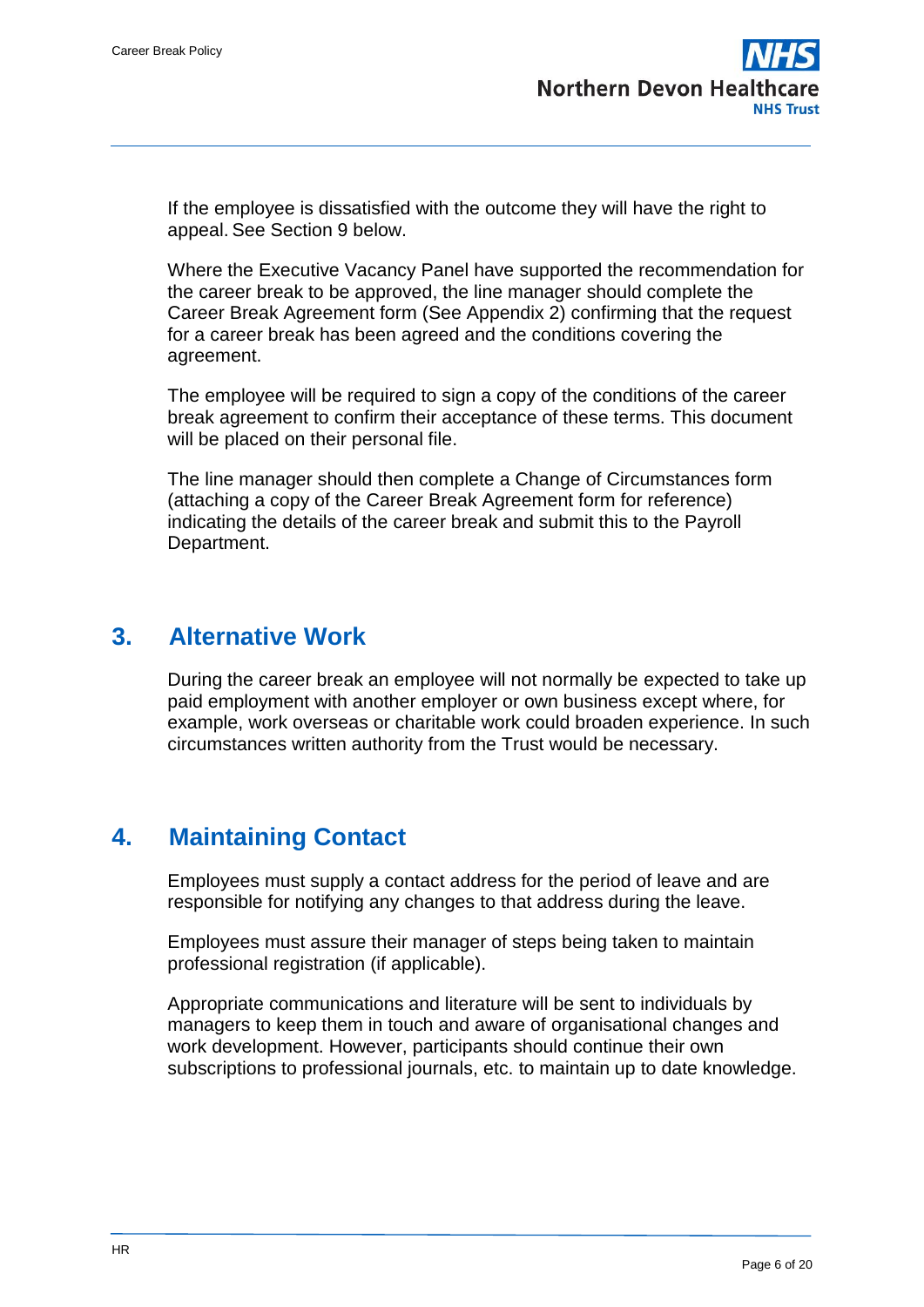If the employee is dissatisfied with the outcome they will have the right to appeal. See Section 9 below.

Where the Executive Vacancy Panel have supported the recommendation for the career break to be approved, the line manager should complete the Career Break Agreement form (See Appendix 2) confirming that the request for a career break has been agreed and the conditions covering the agreement.

The employee will be required to sign a copy of the conditions of the career break agreement to confirm their acceptance of these terms. This document will be placed on their personal file.

The line manager should then complete a Change of Circumstances form (attaching a copy of the Career Break Agreement form for reference) indicating the details of the career break and submit this to the Payroll Department.

## 3. Alternative Work

During the career break an employee will not normally be expected to take up paid employment with another employer or own business except where, for example, work overseas or charitable work could broaden experience. In such circumstances written authority from the Trust would be necessary.

## 4. Maintaining Contact

Employees must supply a contact address for the period of leave and are responsible for notifying any changes to that address during the leave.

Employees must assure their manager of steps being taken to maintain professional registration (if applicable).

Appropriate communications and literature will be sent to individuals by managers to keep them in touch and aware of organisational changes and work development. However, participants should continue their own subscriptions to professional journals, etc. to maintain up to date knowledge.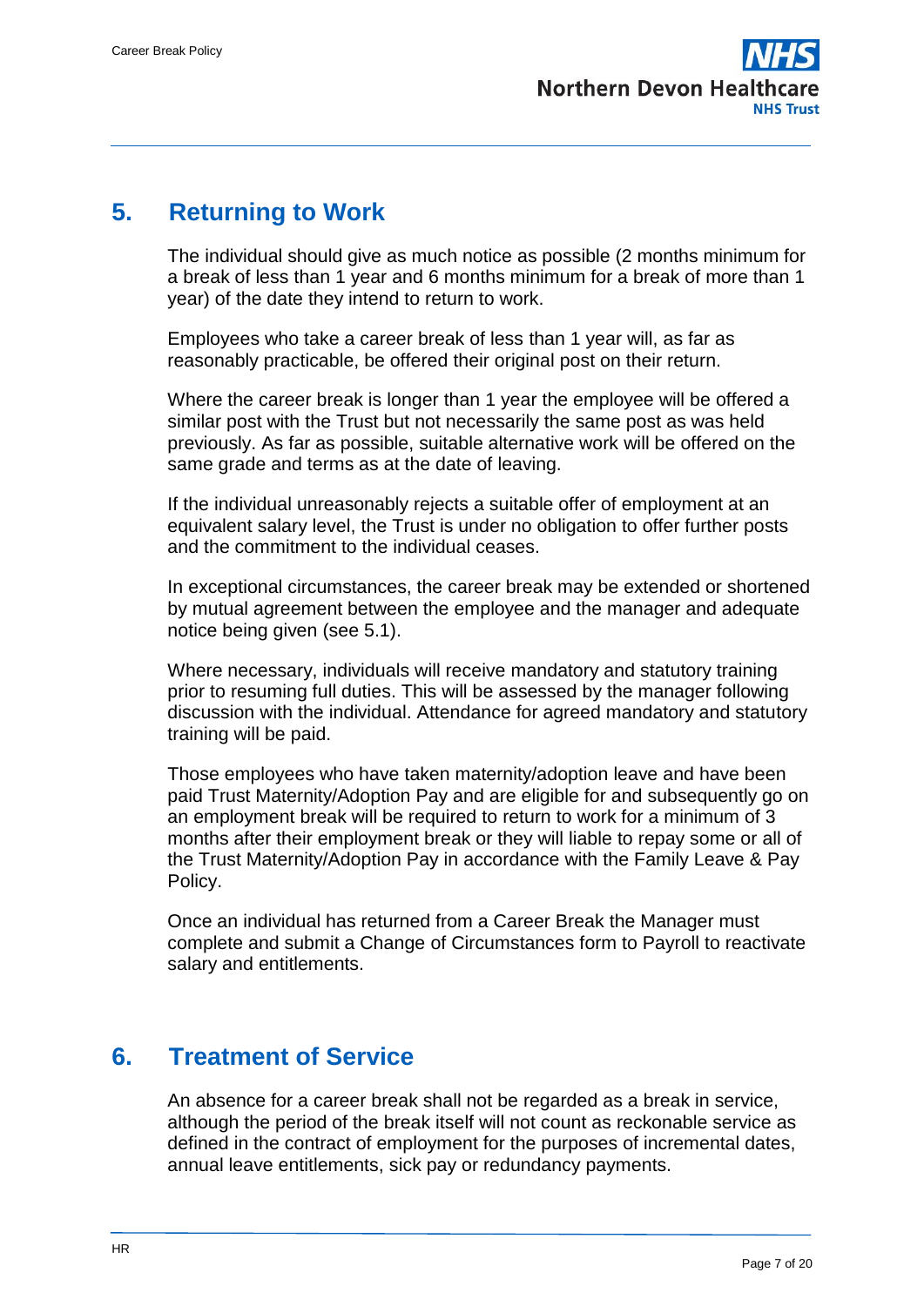## 5. Returning to Work

The individual should give as much notice as possible (2 months minimum for a break of less than 1 year and 6 months minimum for a break of more than 1 year) of the date they intend to return to work.

Employees who take a career break of less than 1 year will, as far as reasonably practicable, be offered their original post on their return.

Where the career break is longer than 1 year the employee will be offered a similar post with the Trust but not necessarily the same post as was held previously. As far as possible, suitable alternative work will be offered on the same grade and terms as at the date of leaving.

If the individual unreasonably rejects a suitable offer of employment at an equivalent salary level, the Trust is under no obligation to offer further posts and the commitment to the individual ceases.

In exceptional circumstances, the career break may be extended or shortened by mutual agreement between the employee and the manager and adequate notice being given (see 5.1).

Where necessary, individuals will receive mandatory and statutory training prior to resuming full duties. This will be assessed by the manager following discussion with the individual. Attendance for agreed mandatory and statutory training will be paid.

Those employees who have taken maternity/adoption leave and have been paid Trust Maternity/Adoption Pay and are eligible for and subsequently go on an employment break will be required to return to work for a minimum of 3 months after their employment break or they will liable to repay some or all of the Trust Maternity/Adoption Pay in accordance with the Family Leave & Pay Policy.

Once an individual has returned from a Career Break the Manager must complete and submit a Change of Circumstances form to Payroll to reactivate salary and entitlements.

## 6. Treatment of Service

An absence for a career break shall not be regarded as a break in service, although the period of the break itself will not count as reckonable service as defined in the contract of employment for the purposes of incremental dates, annual leave entitlements, sick pay or redundancy payments.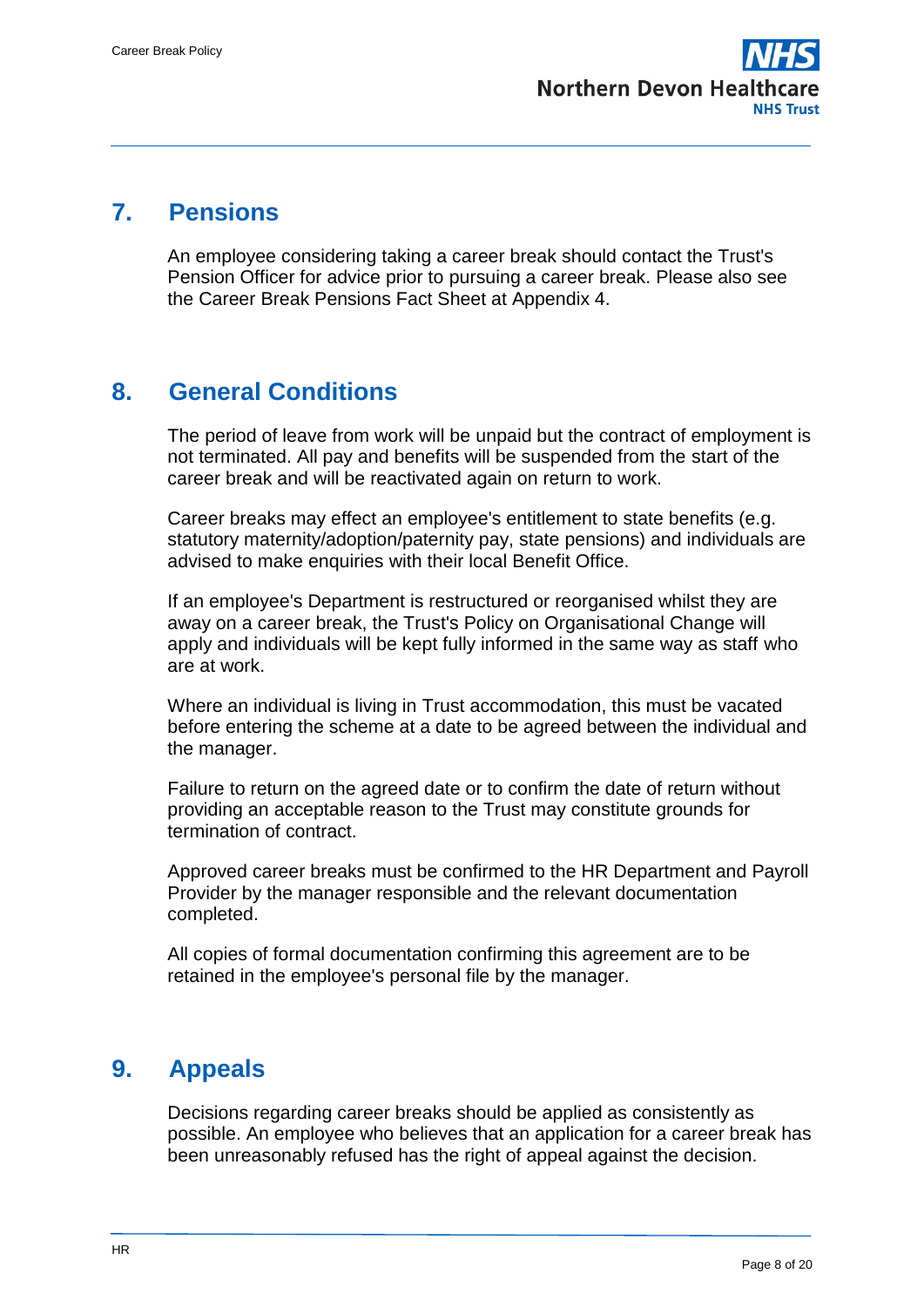## 7. Pensions

An employee considering taking a career break should contact the Trust's Pension Officer for advice prior to pursuing a career break. Please also see the Career Break Pensions Fact Sheet at Appendix 4.

## 8. General Conditions

The period of leave from work will be unpaid but the contract of employment is not terminated. All pay and benefits will be suspended from the start of the career break and will be reactivated again on return to work.

Career breaks may effect an employee's entitlement to state benefits (e.g. statutory maternity/adoption/paternity pay, state pensions) and individuals are advised to make enquiries with their local Benefit Office.

If an employee's Department is restructured or reorganised whilst they are away on a career break, the Trust's Policy on Organisational Change will apply and individuals will be kept fully informed in the same way as staff who are at work.

Where an individual is living in Trust accommodation, this must be vacated before entering the scheme at a date to be agreed between the individual and the manager.

Failure to return on the agreed date or to confirm the date of return without providing an acceptable reason to the Trust may constitute grounds for termination of contract.

Approved career breaks must be confirmed to the HR Department and Payroll Provider by the manager responsible and the relevant documentation completed.

All copies of formal documentation confirming this agreement are to be retained in the employee's personal file by the manager.

## 9. Appeals

Decisions regarding career breaks should be applied as consistently as possible. An employee who believes that an application for a career break has been unreasonably refused has the right of appeal against the decision.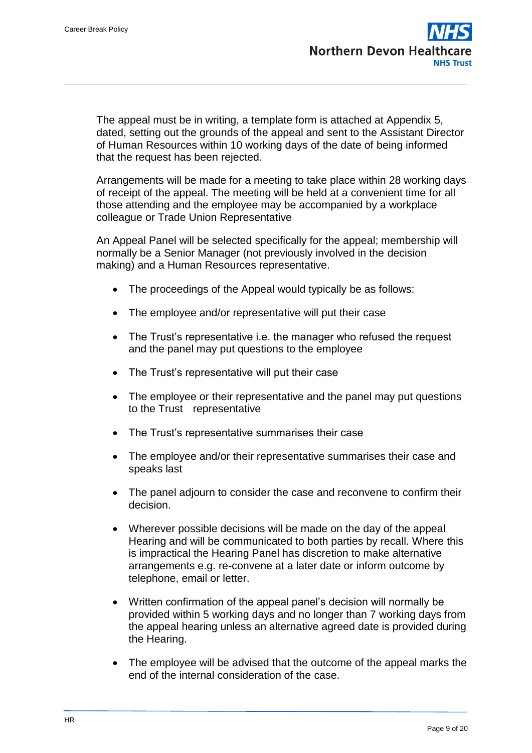The appeal must be in writing, a template form is attached at Appendix 5, dated, setting out the grounds of the appeal and sent to the Assistant Director of Human Resources within 10 working days of the date of being informed that the request has been rejected.

Arrangements will be made for a meeting to take place within 28 working days of receipt of the appeal. The meeting will be held at a convenient time for all those attending and the employee may be accompanied by a workplace colleague or Trade Union Representative

An Appeal Panel will be selected specifically for the appeal; membership will normally be a Senior Manager (not previously involved in the decision making) and a Human Resources representative.

- The proceedings of the Appeal would typically be as follows:
- The employee and/or representative will put their case
- The Trust's representative i.e. the manager who refused the request and the panel may put questions to the employee
- The Trust's representative will put their case
- The employee or their representative and the panel may put questions to the Trust representative
- The Trust's representative summarises their case
- The employee and/or their representative summarises their case and speaks last
- The panel adjourn to consider the case and reconvene to confirm their decision.
- Wherever possible decisions will be made on the day of the appeal Hearing and will be communicated to both parties by recall. Where this is impractical the Hearing Panel has discretion to make alternative arrangements e.g. re-convene at a later date or inform outcome by telephone, email or letter.
- Written confirmation of the appeal panel's decision will normally be provided within 5 working days and no longer than 7 working days from the appeal hearing unless an alternative agreed date is provided during the Hearing.
- The employee will be advised that the outcome of the appeal marks the end of the internal consideration of the case.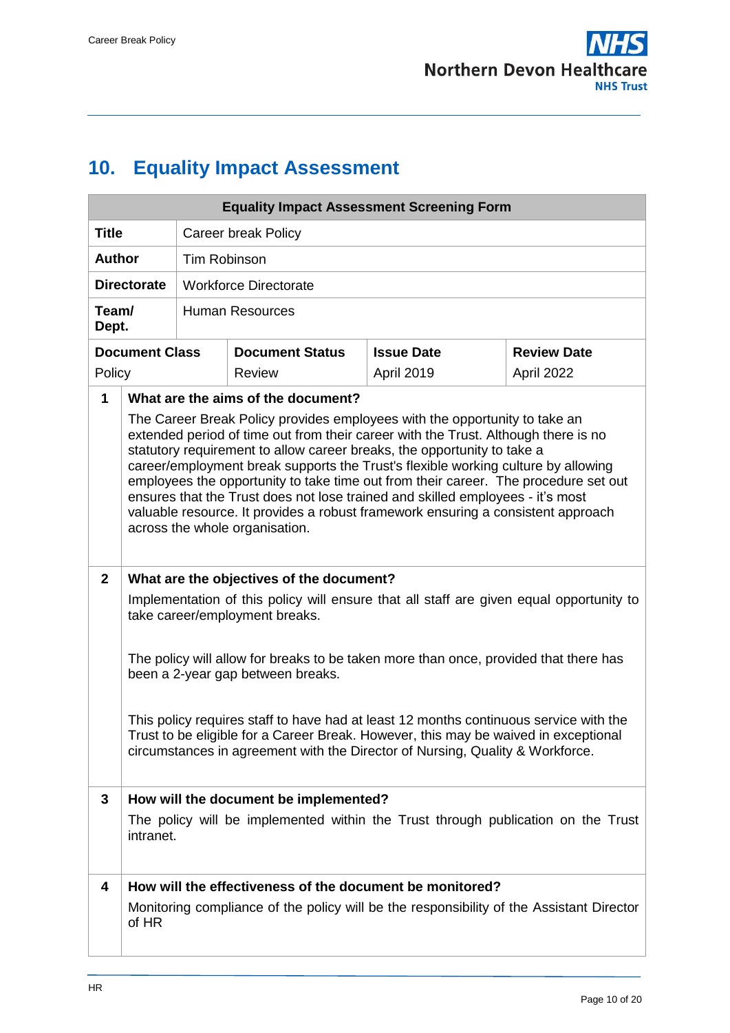# 10. Equality Impact Assessment

| Equality Impact Assessment Screening Form | | | |
|---|---|---|---|
| **Title** | Career break Policy | | |
| **Author** | Tim Robinson | | |
| **Directorate** | Workforce Directorate | | |
| **Team/ Dept.** | Human Resources | | |
| **Document Class** | **Document Status** | **Issue Date** | **Review Date** |
| Policy | Review | April 2019 | April 2022 |

| | |
|---|---|
| **1** | **What are the aims of the document?**<br><br>The Career Break Policy provides employees with the opportunity to take an extended period of time out from their career with the Trust. Although there is no statutory requirement to allow career breaks, the opportunity to take a career/employment break supports the Trust's flexible working culture by allowing employees the opportunity to take time out from their career. The procedure set out ensures that the Trust does not lose trained and skilled employees - it's most valuable resource. It provides a robust framework ensuring a consistent approach across the whole organisation. |
| **2** | **What are the objectives of the document?**<br><br>Implementation of this policy will ensure that all staff are given equal opportunity to take career/employment breaks.<br><br>The policy will allow for breaks to be taken more than once, provided that there has been a 2-year gap between breaks.<br><br>This policy requires staff to have had at least 12 months continuous service with the Trust to be eligible for a Career Break. However, this may be waived in exceptional circumstances in agreement with the Director of Nursing, Quality & Workforce. |
| **3** | **How will the document be implemented?**<br><br>The policy will be implemented within the Trust through publication on the Trust intranet. |
| **4** | **How will the effectiveness of the document be monitored?**<br><br>Monitoring compliance of the policy will be the responsibility of the Assistant Director of HR |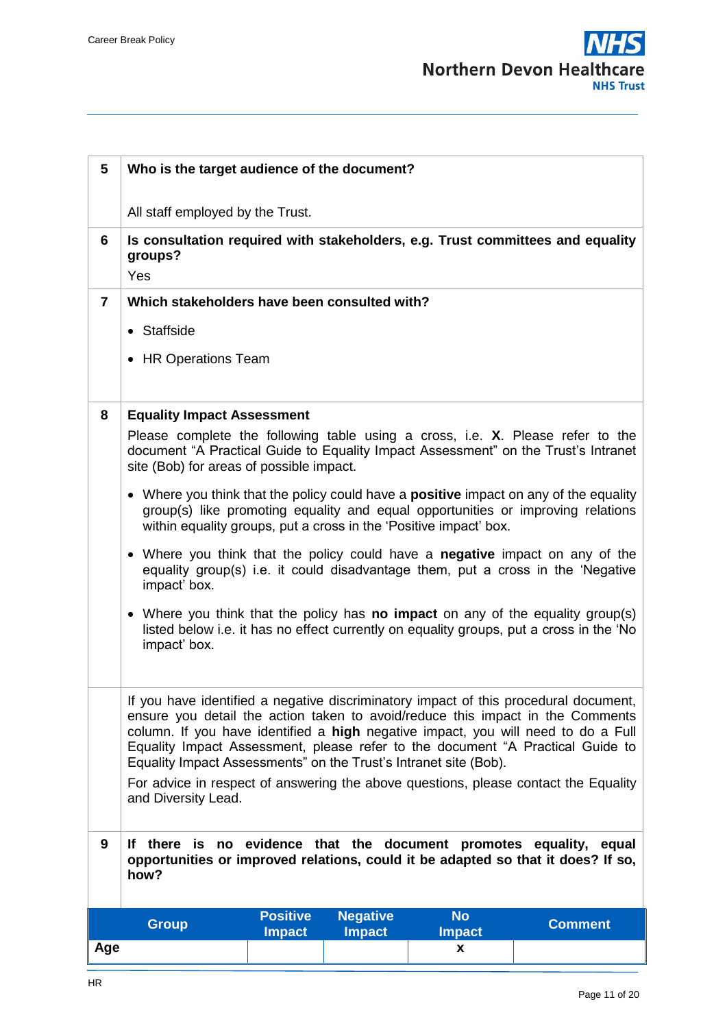| | |
|---|---|
| **5** | **Who is the target audience of the document?**<br><br>All staff employed by the Trust. |
| **6** | **Is consultation required with stakeholders, e.g. Trust committees and equality groups?**<br>Yes |
| **7** | **Which stakeholders have been consulted with?**<br>• Staffside<br>• HR Operations Team |
| **8** | **Equality Impact Assessment**<br>Please complete the following table using a cross, i.e. **X**. Please refer to the document "A Practical Guide to Equality Impact Assessment" on the Trust's Intranet site (Bob) for areas of possible impact.<br>• Where you think that the policy could have a **positive** impact on any of the equality group(s) like promoting equality and equal opportunities or improving relations within equality groups, put a cross in the 'Positive impact' box.<br>• Where you think that the policy could have a **negative** impact on any of the equality group(s) i.e. it could disadvantage them, put a cross in the 'Negative impact' box.<br>• Where you think that the policy has **no impact** on any of the equality group(s) listed below i.e. it has no effect currently on equality groups, put a cross in the 'No impact' box. |
| | If you have identified a negative discriminatory impact of this procedural document, ensure you detail the action taken to avoid/reduce this impact in the Comments column. If you have identified a **high** negative impact, you will need to do a Full Equality Impact Assessment, please refer to the document "A Practical Guide to Equality Impact Assessments" on the Trust's Intranet site (Bob).<br>For advice in respect of answering the above questions, please contact the Equality and Diversity Lead. |
| **9** | **If there is no evidence that the document promotes equality, equal opportunities or improved relations, could it be adapted so that it does? If so, how?** |

| Group | Positive Impact | Negative Impact | No Impact | Comment |
|---|---|---|---|---|
| **Age** | | | x | |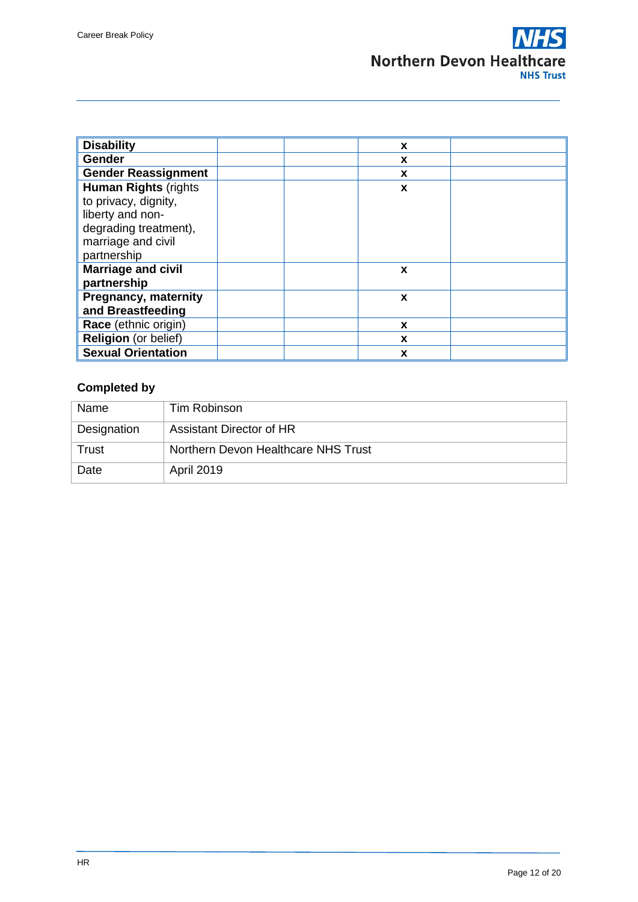| | | | | |
|---|---|---|---|---|
| **Disability** | | | x | |
| **Gender** | | | x | |
| **Gender Reassignment** | | | x | |
| **Human Rights** (rights to privacy, dignity, liberty and non-degrading treatment), marriage and civil partnership | | | x | |
| **Marriage and civil partnership** | | | x | |
| **Pregnancy, maternity and Breastfeeding** | | | x | |
| **Race** (ethnic origin) | | | x | |
| **Religion** (or belief) | | | x | |
| **Sexual Orientation** | | | x | |

**Completed by**

| | |
|---|---|
| Name | Tim Robinson |
| Designation | Assistant Director of HR |
| Trust | Northern Devon Healthcare NHS Trust |
| Date | April 2019 |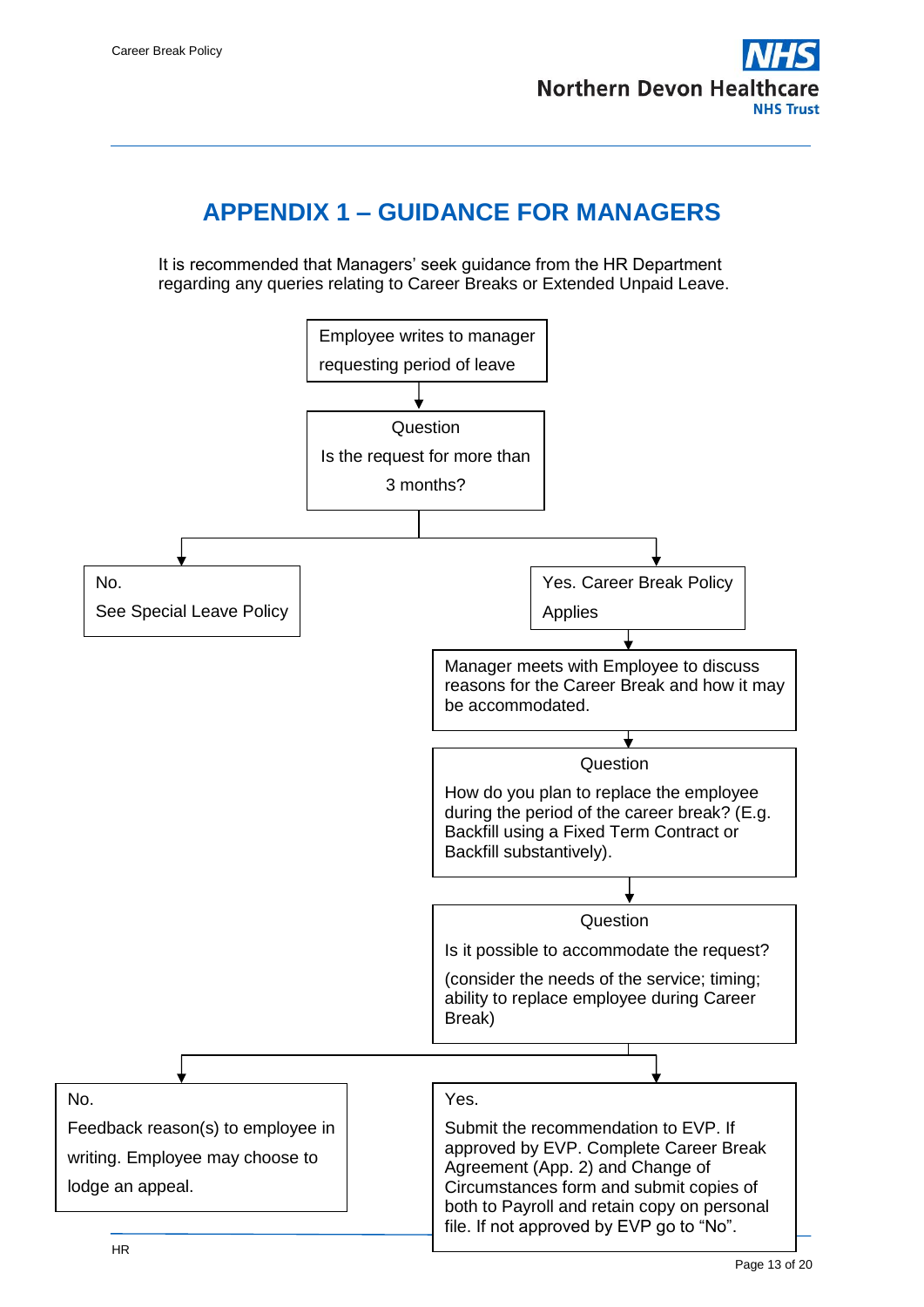# APPENDIX 1 – GUIDANCE FOR MANAGERS

It is recommended that Managers' seek guidance from the HR Department regarding any queries relating to Career Breaks or Extended Unpaid Leave.

Employee writes to manager requesting period of leave

↓

Question
Is the request for more than 3 months?

- **No.** See Special Leave Policy
- **Yes.** Career Break Policy Applies

↓

Manager meets with Employee to discuss reasons for the Career Break and how it may be accommodated.

↓

Question
How do you plan to replace the employee during the period of the career break? (E.g. Backfill using a Fixed Term Contract or Backfill substantively).

↓

Question
Is it possible to accommodate the request?
(consider the needs of the service; timing; ability to replace employee during Career Break)

- **No.** Feedback reason(s) to employee in writing. Employee may choose to lodge an appeal.
- **Yes.** Submit the recommendation to EVP. If approved by EVP. Complete Career Break Agreement (App. 2) and Change of Circumstances form and submit copies of both to Payroll and retain copy on personal file. If not approved by EVP go to "No".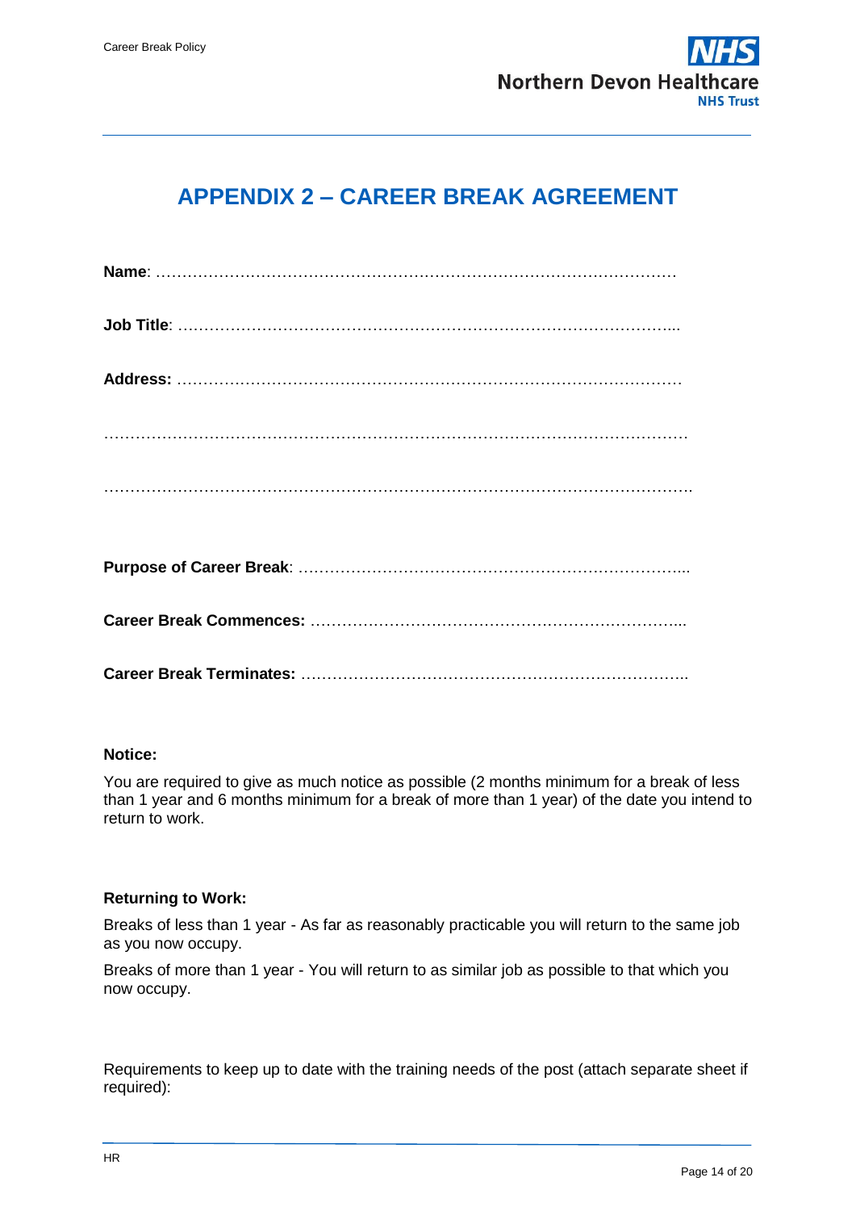# APPENDIX 2 – CAREER BREAK AGREEMENT

**Name**: ……………………………………………………………………………………

**Job Title**: …………………………………………………………………………………...

**Address:** ……………………………………………………………………………………

…………………………………………………………………………………………………

…………………………………………………………………………………………………

**Purpose of Career Break**: ………………………………………………………………...

**Career Break Commences:** ………………………………………………………………...

**Career Break Terminates:** ………………………………………………………………...

**Notice:**

You are required to give as much notice as possible (2 months minimum for a break of less than 1 year and 6 months minimum for a break of more than 1 year) of the date you intend to return to work.

**Returning to Work:**

Breaks of less than 1 year - As far as reasonably practicable you will return to the same job as you now occupy.

Breaks of more than 1 year - You will return to as similar job as possible to that which you now occupy.

Requirements to keep up to date with the training needs of the post (attach separate sheet if required):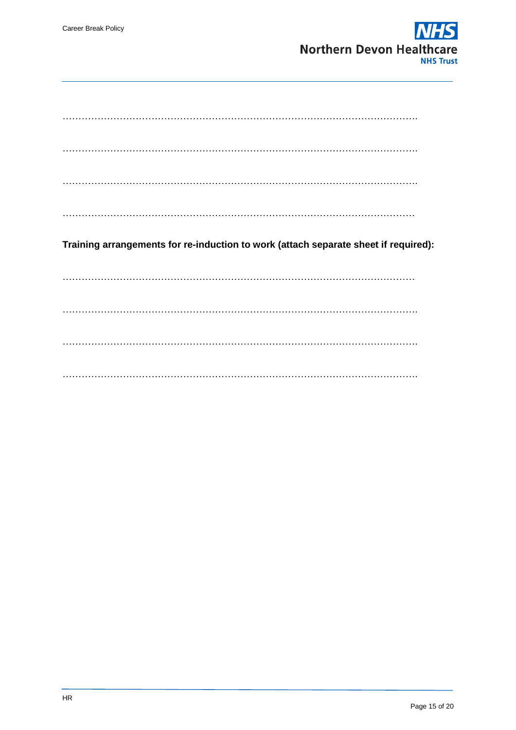……………………………………………………………………………………………………….

……………………………………………………………………………………………………….

……………………………………………………………………………………………………….

………………………………………………………………………………………………………

**Training arrangements for re-induction to work (attach separate sheet if required):**

………………………………………………………………………………………………………

……………………………………………………………………………………………………….

……………………………………………………………………………………………………….

……………………………………………………………………………………………………….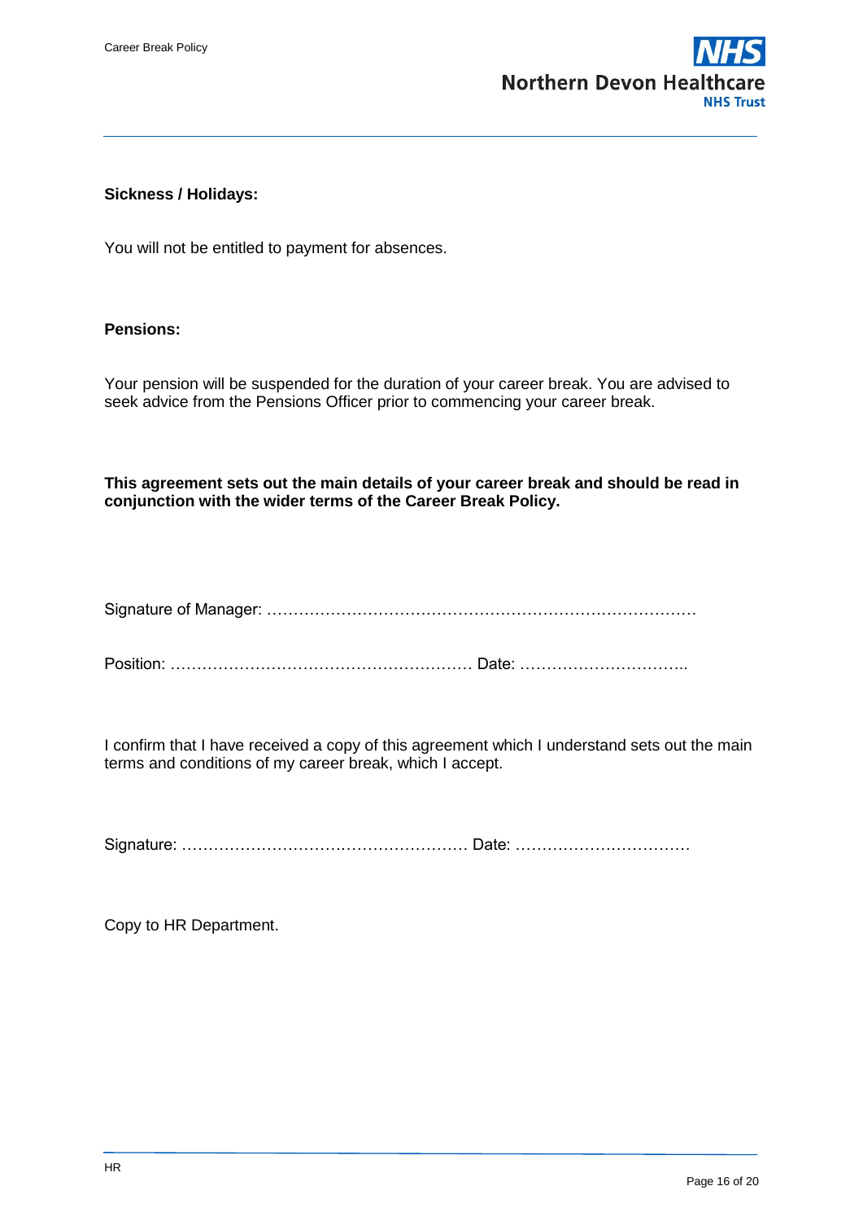**Sickness / Holidays:**

You will not be entitled to payment for absences.

**Pensions:**

Your pension will be suspended for the duration of your career break. You are advised to seek advice from the Pensions Officer prior to commencing your career break.

**This agreement sets out the main details of your career break and should be read in conjunction with the wider terms of the Career Break Policy.**

Signature of Manager: ………………………………………………………………………

Position: ………………………………………………… Date: …………………………..

I confirm that I have received a copy of this agreement which I understand sets out the main terms and conditions of my career break, which I accept.

Signature: ……………………………………………… Date: ……………………………

Copy to HR Department.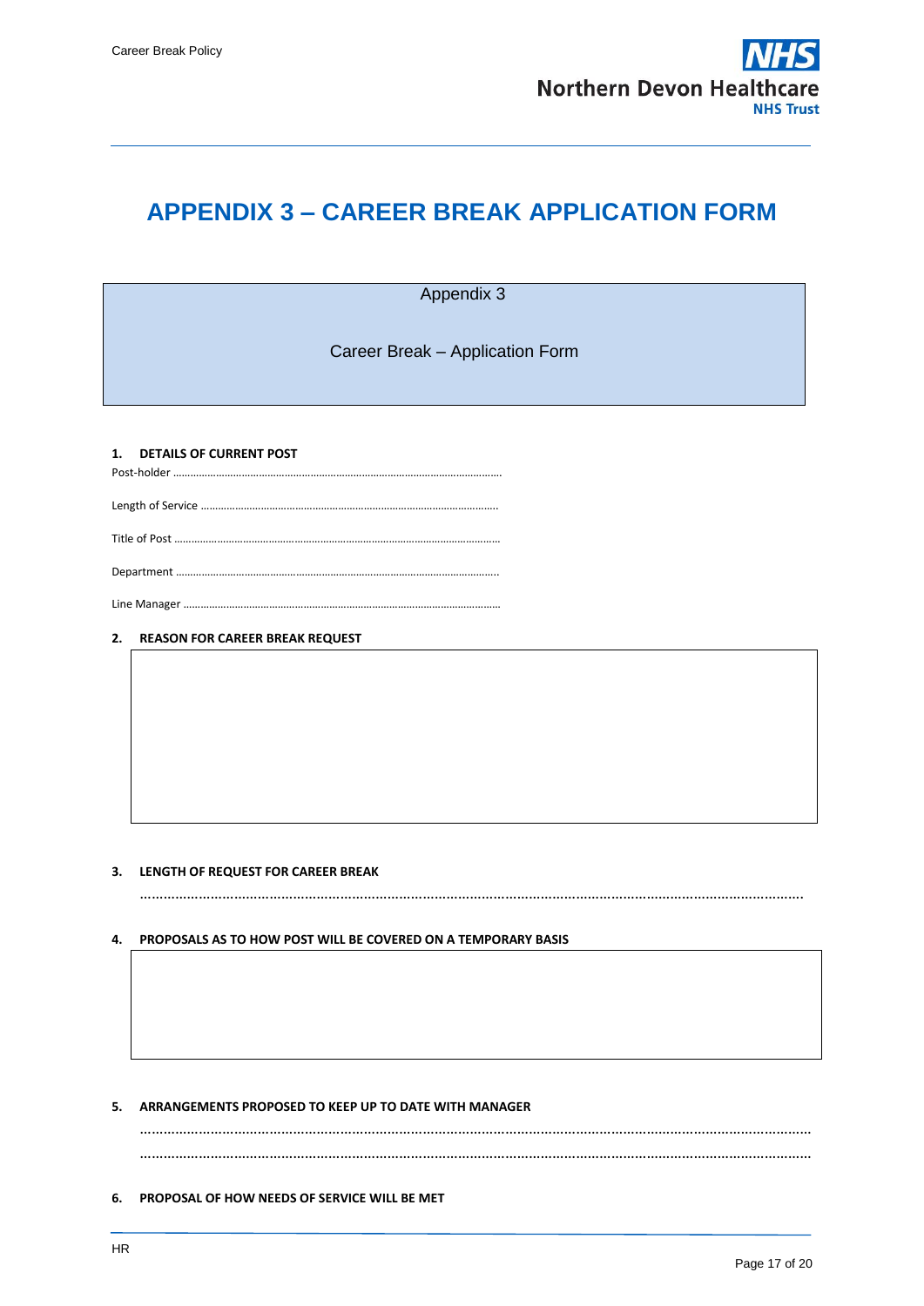# APPENDIX 3 – CAREER BREAK APPLICATION FORM

Appendix 3

Career Break – Application Form

**1. DETAILS OF CURRENT POST**

Post-holder ……………………………………………………………………………………………………

Length of Service ……………………………………………………………………………………………

Title of Post …………………………………………………………………………………………………

Department …………………………………………………………………………………………………

Line Manager ………………………………………………………………………………………………

**2. REASON FOR CAREER BREAK REQUEST**

| |
|---|
| |

**3. LENGTH OF REQUEST FOR CAREER BREAK**

………………………………………………………………………………………………………………………………

**4. PROPOSALS AS TO HOW POST WILL BE COVERED ON A TEMPORARY BASIS**

| |
|---|
| |

**5. ARRANGEMENTS PROPOSED TO KEEP UP TO DATE WITH MANAGER**

………………………………………………………………………………………………………………………………

………………………………………………………………………………………………………………………………

**6. PROPOSAL OF HOW NEEDS OF SERVICE WILL BE MET**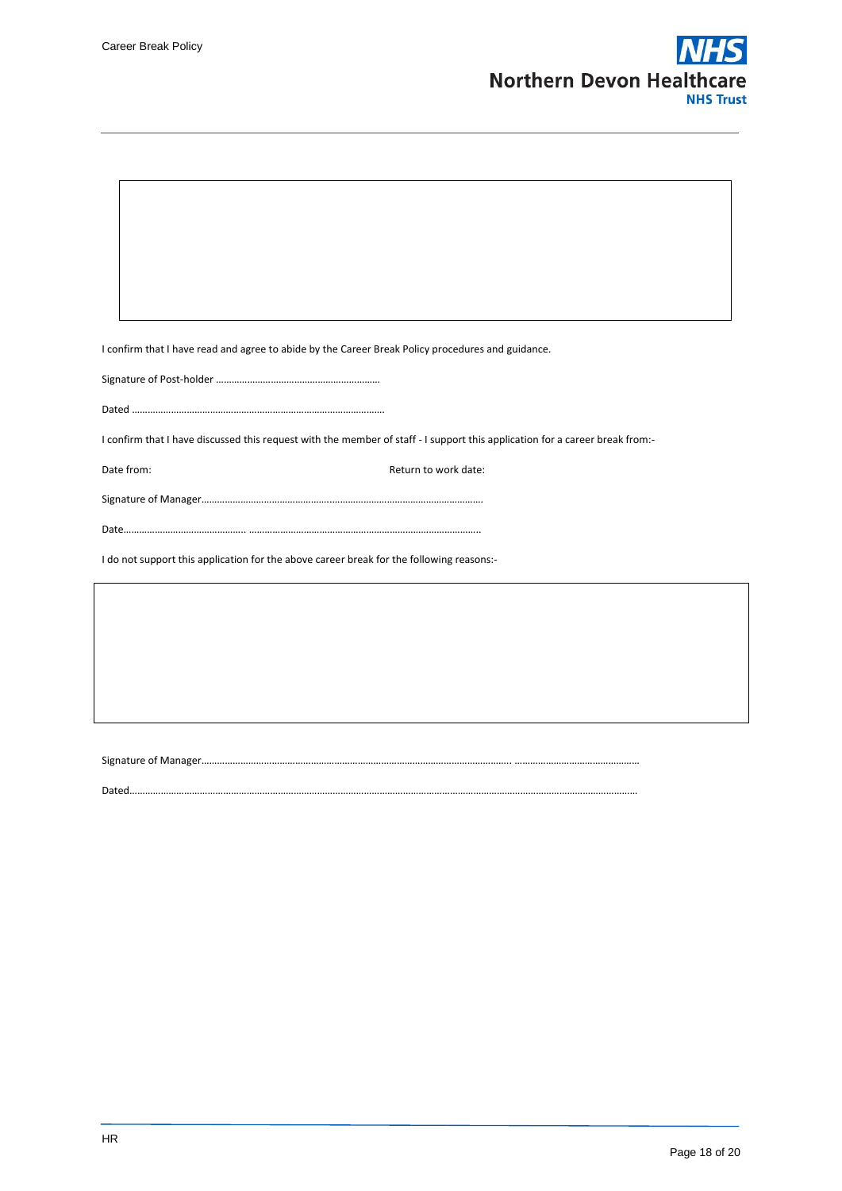I confirm that I have read and agree to abide by the Career Break Policy procedures and guidance.

Signature of Post-holder ………………………………………………………

Dated ……………………………………………………………………………………

I confirm that I have discussed this request with the member of staff - I support this application for a career break from:-

Date from: Return to work date:

Signature of Manager………………………………………………………………………………………………

Date………………………………………… ……………………………………………………………………………..

I do not support this application for the above career break for the following reasons:-

Signature of Manager……………………………………………………………………………………………….. …………………………………………

Dated…………………………………………………………………………………………………………………………………………………………………………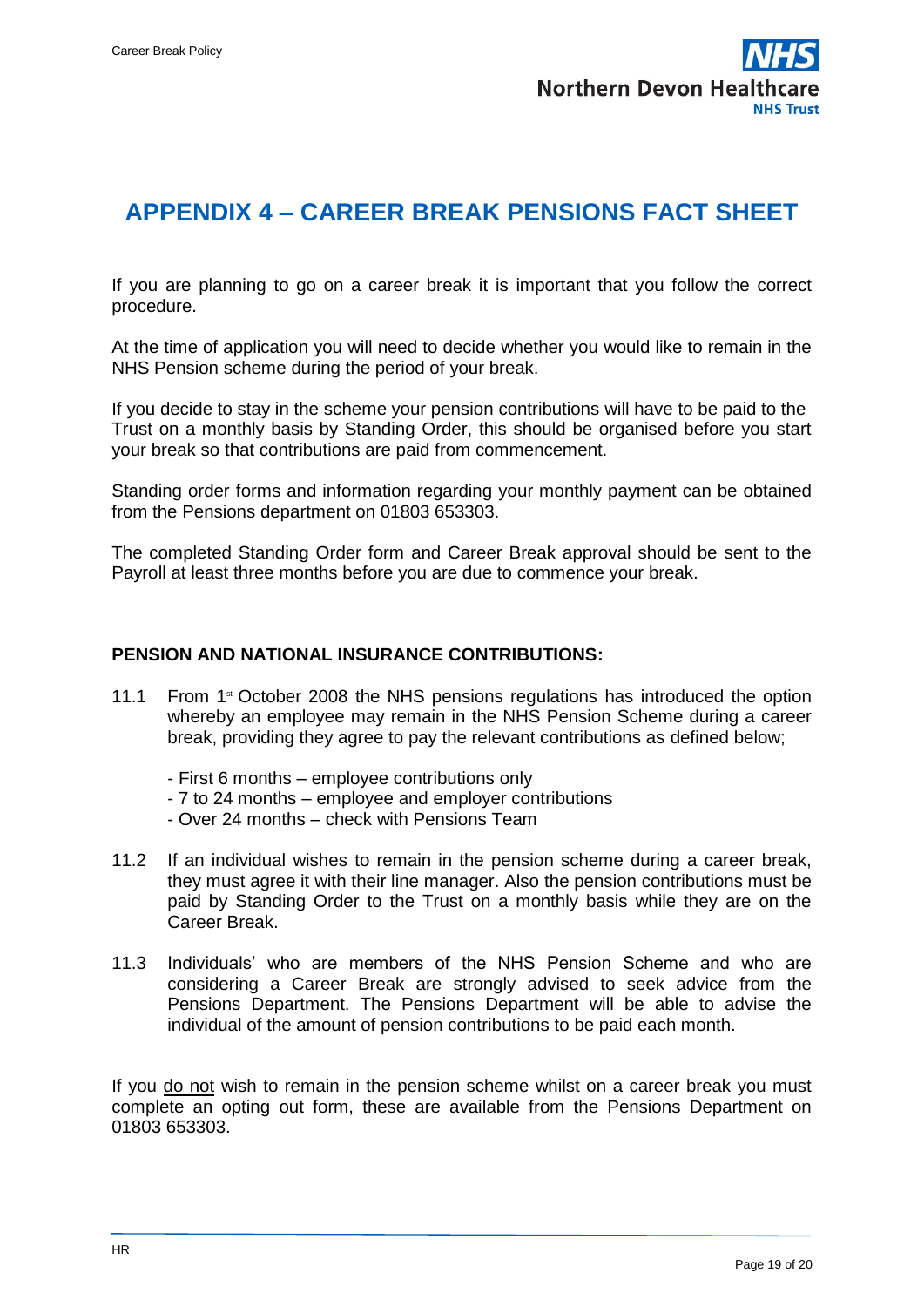# APPENDIX 4 – CAREER BREAK PENSIONS FACT SHEET

If you are planning to go on a career break it is important that you follow the correct procedure.

At the time of application you will need to decide whether you would like to remain in the NHS Pension scheme during the period of your break.

If you decide to stay in the scheme your pension contributions will have to be paid to the Trust on a monthly basis by Standing Order, this should be organised before you start your break so that contributions are paid from commencement.

Standing order forms and information regarding your monthly payment can be obtained from the Pensions department on 01803 653303.

The completed Standing Order form and Career Break approval should be sent to the Payroll at least three months before you are due to commence your break.

**PENSION AND NATIONAL INSURANCE CONTRIBUTIONS:**

11.1 From 1st October 2008 the NHS pensions regulations has introduced the option whereby an employee may remain in the NHS Pension Scheme during a career break, providing they agree to pay the relevant contributions as defined below;

- First 6 months – employee contributions only
- 7 to 24 months – employee and employer contributions
- Over 24 months – check with Pensions Team

11.2 If an individual wishes to remain in the pension scheme during a career break, they must agree it with their line manager. Also the pension contributions must be paid by Standing Order to the Trust on a monthly basis while they are on the Career Break.

11.3 Individuals' who are members of the NHS Pension Scheme and who are considering a Career Break are strongly advised to seek advice from the Pensions Department. The Pensions Department will be able to advise the individual of the amount of pension contributions to be paid each month.

If you do not wish to remain in the pension scheme whilst on a career break you must complete an opting out form, these are available from the Pensions Department on 01803 653303.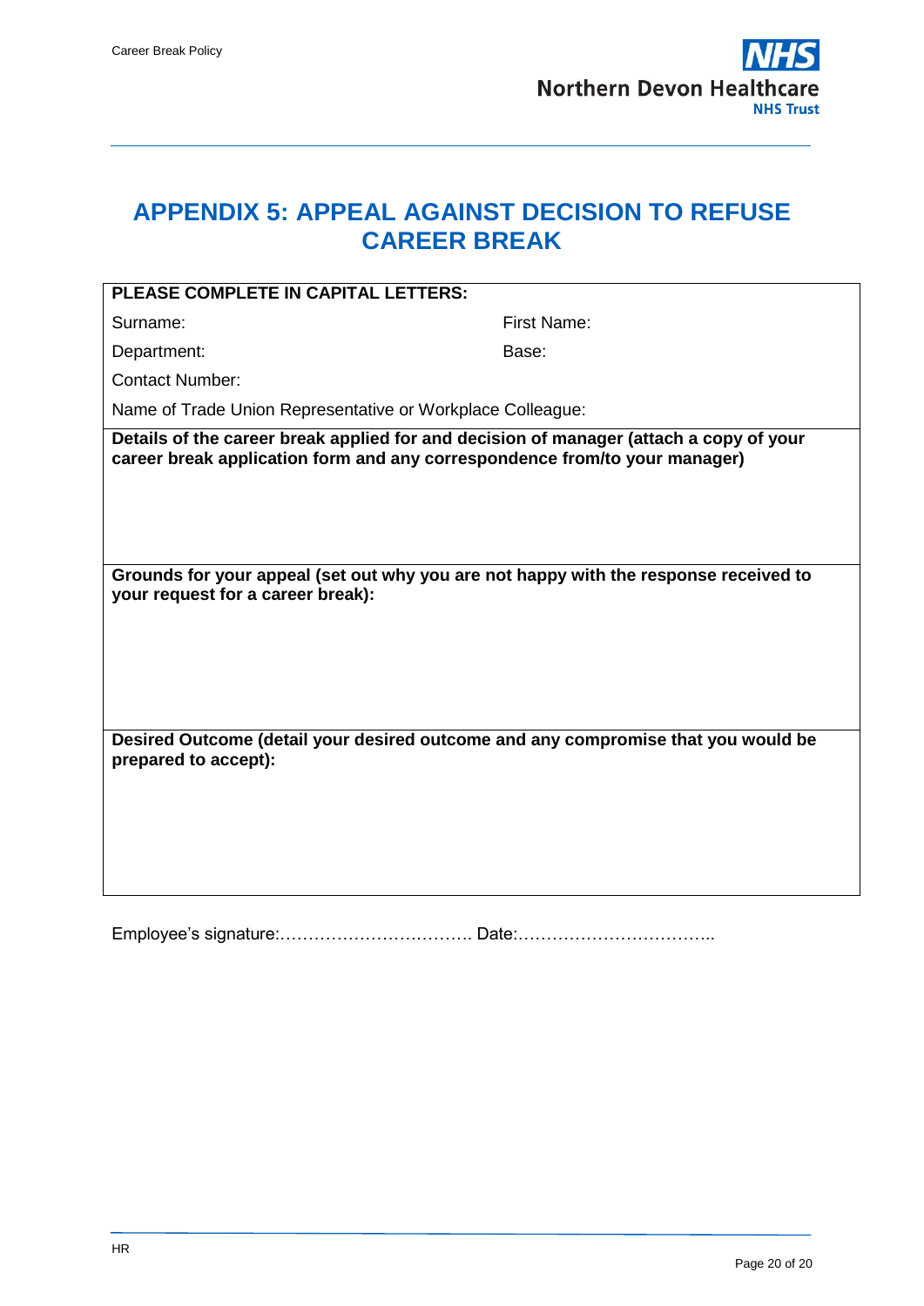# APPENDIX 5: APPEAL AGAINST DECISION TO REFUSE CAREER BREAK

| | |
|---|---|
| **PLEASE COMPLETE IN CAPITAL LETTERS:** | |
| Surname: | First Name: |
| Department: | Base: |
| Contact Number: | |
| Name of Trade Union Representative or Workplace Colleague: | |
| **Details of the career break applied for and decision of manager (attach a copy of your career break application form and any correspondence from/to your manager)** | |
| **Grounds for your appeal (set out why you are not happy with the response received to your request for a career break):** | |
| **Desired Outcome (detail your desired outcome and any compromise that you would be prepared to accept):** | |

Employee's signature:……………………………. Date:……………………………..